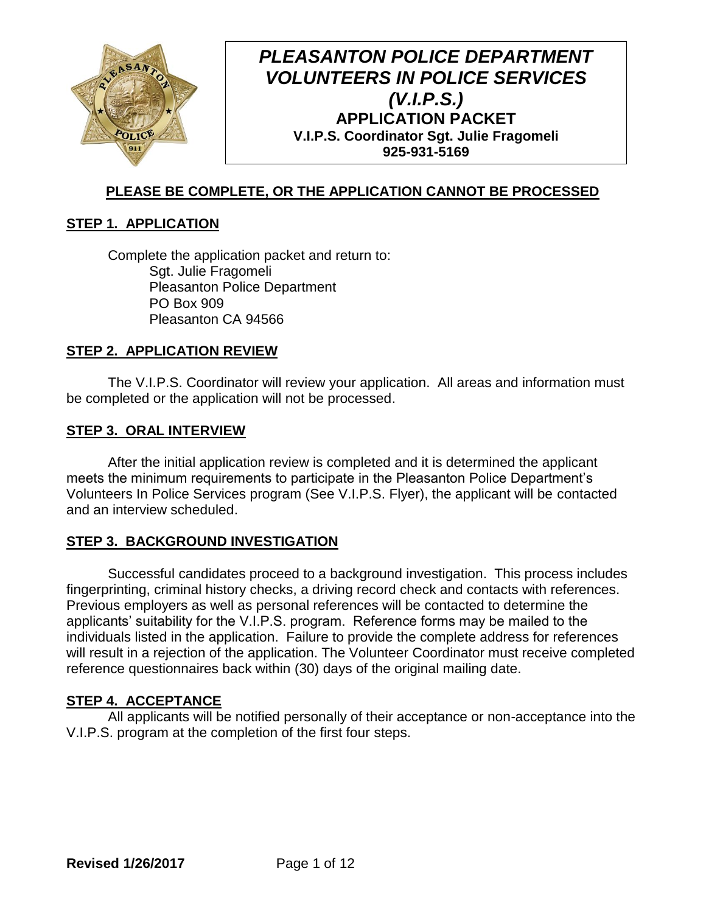# *PLEASANTON POLICE DEPARTMENT VOLUNTEERS IN POLICE SERVICES (V.I.P.S.)*

## APPLICATION PACKET

**V.I.P.S. Coordinator Sgt. Julie Fragomeli**
**925-931-5169**

**PLEASE BE COMPLETE, OR THE APPLICATION CANNOT BE PROCESSED**

## STEP 1. APPLICATION

Complete the application packet and return to:

Sgt. Julie Fragomeli
Pleasanton Police Department
PO Box 909
Pleasanton CA 94566

## STEP 2. APPLICATION REVIEW

The V.I.P.S. Coordinator will review your application. All areas and information must be completed or the application will not be processed.

## STEP 3. ORAL INTERVIEW

After the initial application review is completed and it is determined the applicant meets the minimum requirements to participate in the Pleasanton Police Department's Volunteers In Police Services program (See V.I.P.S. Flyer), the applicant will be contacted and an interview scheduled.

## STEP 3. BACKGROUND INVESTIGATION

Successful candidates proceed to a background investigation. This process includes fingerprinting, criminal history checks, a driving record check and contacts with references. Previous employers as well as personal references will be contacted to determine the applicants' suitability for the V.I.P.S. program. Reference forms may be mailed to the individuals listed in the application. Failure to provide the complete address for references will result in a rejection of the application. The Volunteer Coordinator must receive completed reference questionnaires back within (30) days of the original mailing date.

## STEP 4. ACCEPTANCE

All applicants will be notified personally of their acceptance or non-acceptance into the V.I.P.S. program at the completion of the first four steps.

**Revised 1/26/2017**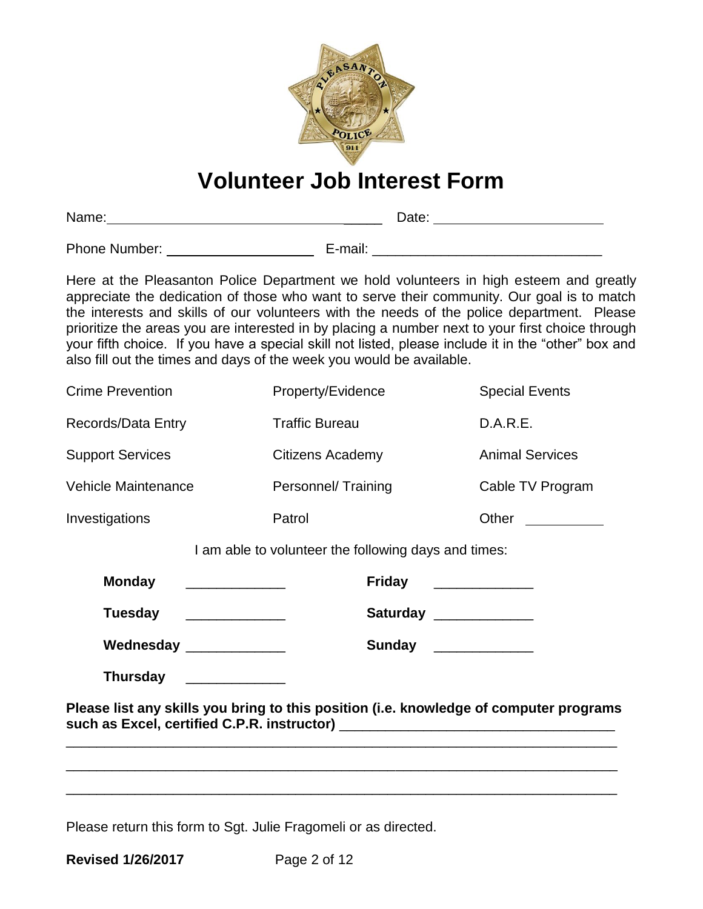# Volunteer Job Interest Form

Name: _________________________________ Date: ______________________

Phone Number: ___________________ E-mail: _____________________________

Here at the Pleasanton Police Department we hold volunteers in high esteem and greatly appreciate the dedication of those who want to serve their community. Our goal is to match the interests and skills of our volunteers with the needs of the police department. Please prioritize the areas you are interested in by placing a number next to your first choice through your fifth choice. If you have a special skill not listed, please include it in the "other" box and also fill out the times and days of the week you would be available.

| | | |
|---|---|---|
| Crime Prevention | Property/Evidence | Special Events |
| Records/Data Entry | Traffic Bureau | D.A.R.E. |
| Support Services | Citizens Academy | Animal Services |
| Vehicle Maintenance | Personnel/ Training | Cable TV Program |
| Investigations | Patrol | Other __________ |

I am able to volunteer the following days and times:

| | | | |
|---|---|---|---|
| **Monday** | _____________ | **Friday** | _____________ |
| **Tuesday** | _____________ | **Saturday** | _____________ |
| **Wednesday** | _____________ | **Sunday** | _____________ |
| **Thursday** | _____________ | | |

**Please list any skills you bring to this position (i.e. knowledge of computer programs such as Excel, certified C.P.R. instructor)** ___________________________________

___________________________________________________________________________

___________________________________________________________________________

___________________________________________________________________________

Please return this form to Sgt. Julie Fragomeli or as directed.

**Revised 1/26/2017**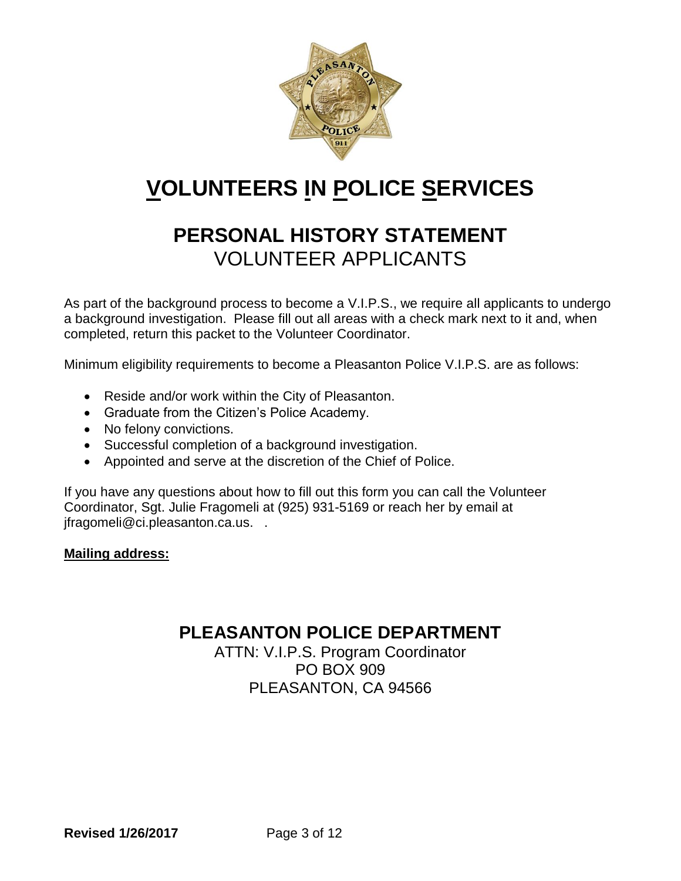# VOLUNTEERS IN POLICE SERVICES

## PERSONAL HISTORY STATEMENT

VOLUNTEER APPLICANTS

As part of the background process to become a V.I.P.S., we require all applicants to undergo a background investigation. Please fill out all areas with a check mark next to it and, when completed, return this packet to the Volunteer Coordinator.

Minimum eligibility requirements to become a Pleasanton Police V.I.P.S. are as follows:

- Reside and/or work within the City of Pleasanton.
- Graduate from the Citizen's Police Academy.
- No felony convictions.
- Successful completion of a background investigation.
- Appointed and serve at the discretion of the Chief of Police.

If you have any questions about how to fill out this form you can call the Volunteer Coordinator, Sgt. Julie Fragomeli at (925) 931-5169 or reach her by email at jfragomeli@ci.pleasanton.ca.us. .

**Mailing address:**

## PLEASANTON POLICE DEPARTMENT

ATTN: V.I.P.S. Program Coordinator
PO BOX 909
PLEASANTON, CA 94566

**Revised 1/26/2017**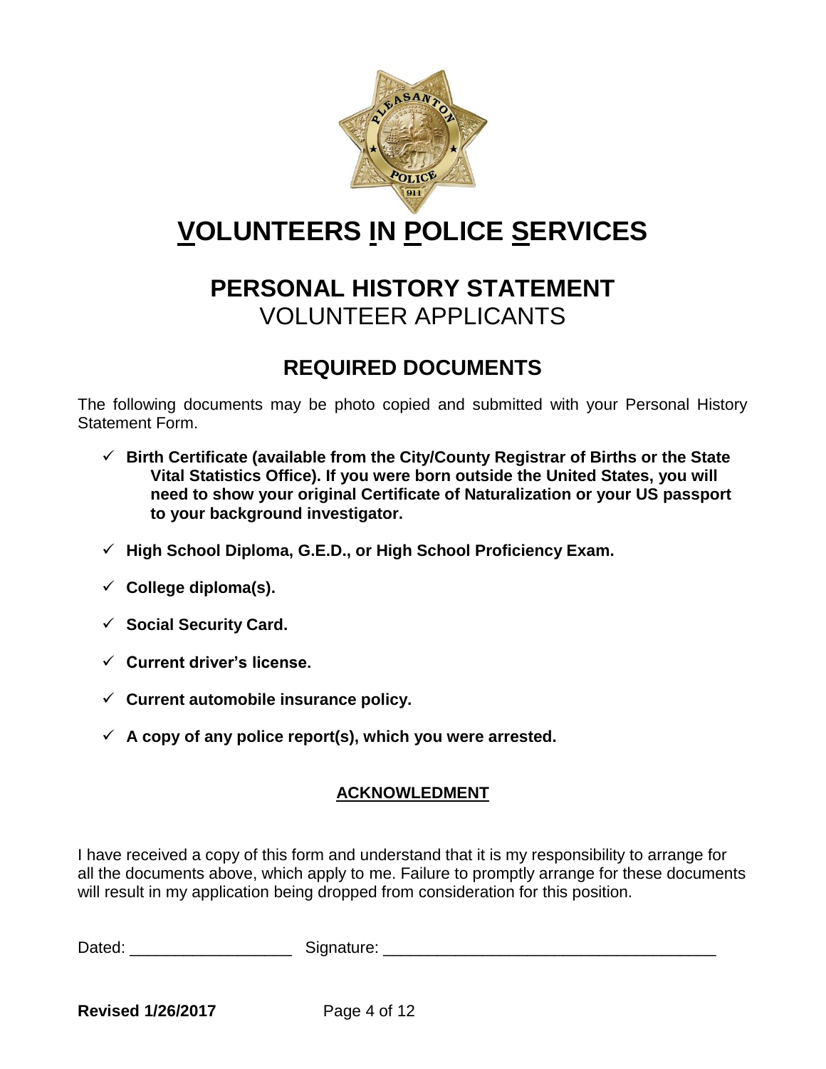# VOLUNTEERS IN POLICE SERVICES

## PERSONAL HISTORY STATEMENT

VOLUNTEER APPLICANTS

## REQUIRED DOCUMENTS

The following documents may be photo copied and submitted with your Personal History Statement Form.

- ✓ **Birth Certificate (available from the City/County Registrar of Births or the State Vital Statistics Office). If you were born outside the United States, you will need to show your original Certificate of Naturalization or your US passport to your background investigator.**
- ✓ **High School Diploma, G.E.D., or High School Proficiency Exam.**
- ✓ **College diploma(s).**
- ✓ **Social Security Card.**
- ✓ **Current driver's license.**
- ✓ **Current automobile insurance policy.**
- ✓ **A copy of any police report(s), which you were arrested.**

**ACKNOWLEDMENT**

I have received a copy of this form and understand that it is my responsibility to arrange for all the documents above, which apply to me. Failure to promptly arrange for these documents will result in my application being dropped from consideration for this position.

Dated: ___________________ Signature: _____________________________________

**Revised 1/26/2017**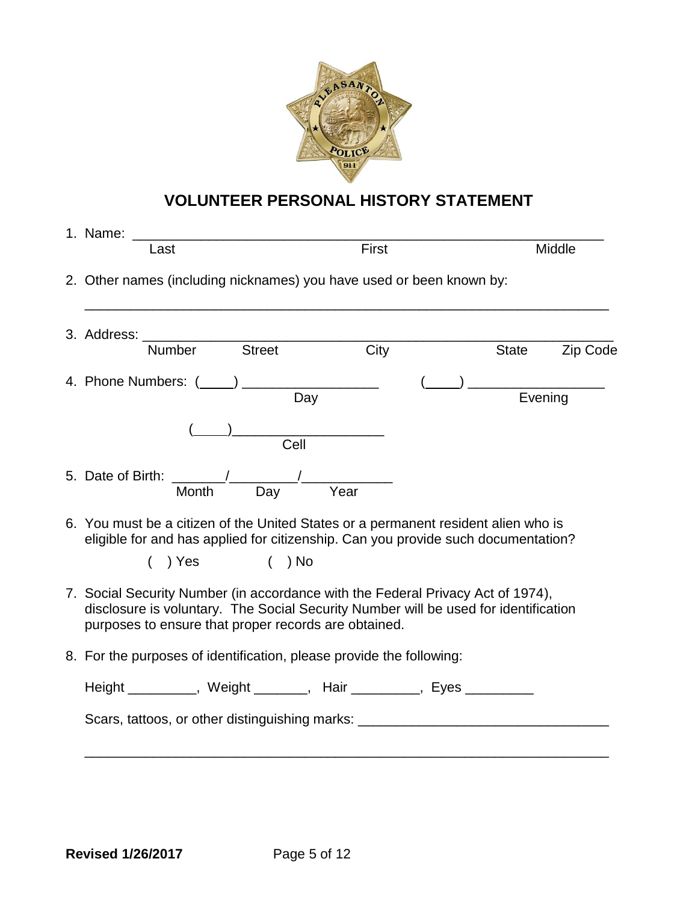## VOLUNTEER PERSONAL HISTORY STATEMENT

1. Name: ________________________________________________________________
   Last                                        First                                        Middle

2. Other names (including nicknames) you have used or been known by:

   ____________________________________________________________________

3. Address: ______________________________________________________________
   Number        Street                    City                        State        Zip Code

4. Phone Numbers: (____) __________________          (____) __________________
   Day                                                                    Evening

   (____)____________________
   Cell

5. Date of Birth: _______/_________/____________
   Month        Day        Year

6. You must be a citizen of the United States or a permanent resident alien who is eligible for and has applied for citizenship. Can you provide such documentation?

   (  ) Yes        (  ) No

7. Social Security Number (in accordance with the Federal Privacy Act of 1974), disclosure is voluntary. The Social Security Number will be used for identification purposes to ensure that proper records are obtained.

8. For the purposes of identification, please provide the following:

   Height _________, Weight _______, Hair _________, Eyes _________

   Scars, tattoos, or other distinguishing marks: _________________________________

   ____________________________________________________________________

**Revised 1/26/2017**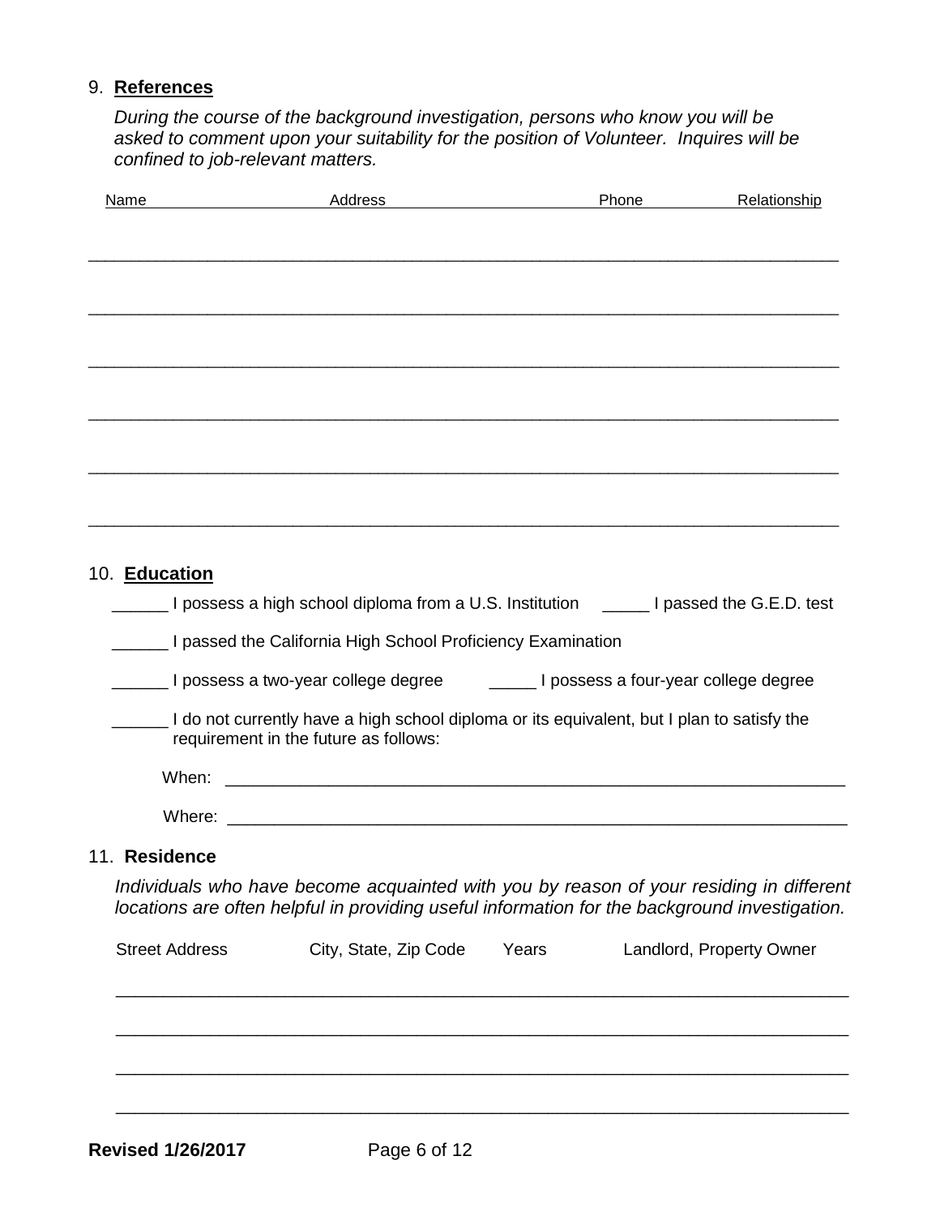## 9. **References**

*During the course of the background investigation, persons who know you will be asked to comment upon your suitability for the position of Volunteer. Inquires will be confined to job-relevant matters.*

| Name | Address | Phone | Relationship |
|---|---|---|---|
| | | | |
| | | | |
| | | | |
| | | | |
| | | | |
| | | | |

## 10. **Education**

______ I possess a high school diploma from a U.S. Institution _____ I passed the G.E.D. test

______ I passed the California High School Proficiency Examination

______ I possess a two-year college degree _____ I possess a four-year college degree

______ I do not currently have a high school diploma or its equivalent, but I plan to satisfy the requirement in the future as follows:

When: ______________________________________________________________________

Where: ______________________________________________________________________

## 11. **Residence**

*Individuals who have become acquainted with you by reason of your residing in different locations are often helpful in providing useful information for the background investigation.*

| Street Address | City, State, Zip Code | Years | Landlord, Property Owner |
|---|---|---|---|
| | | | |
| | | | |
| | | | |
| | | | |

**Revised 1/26/2017**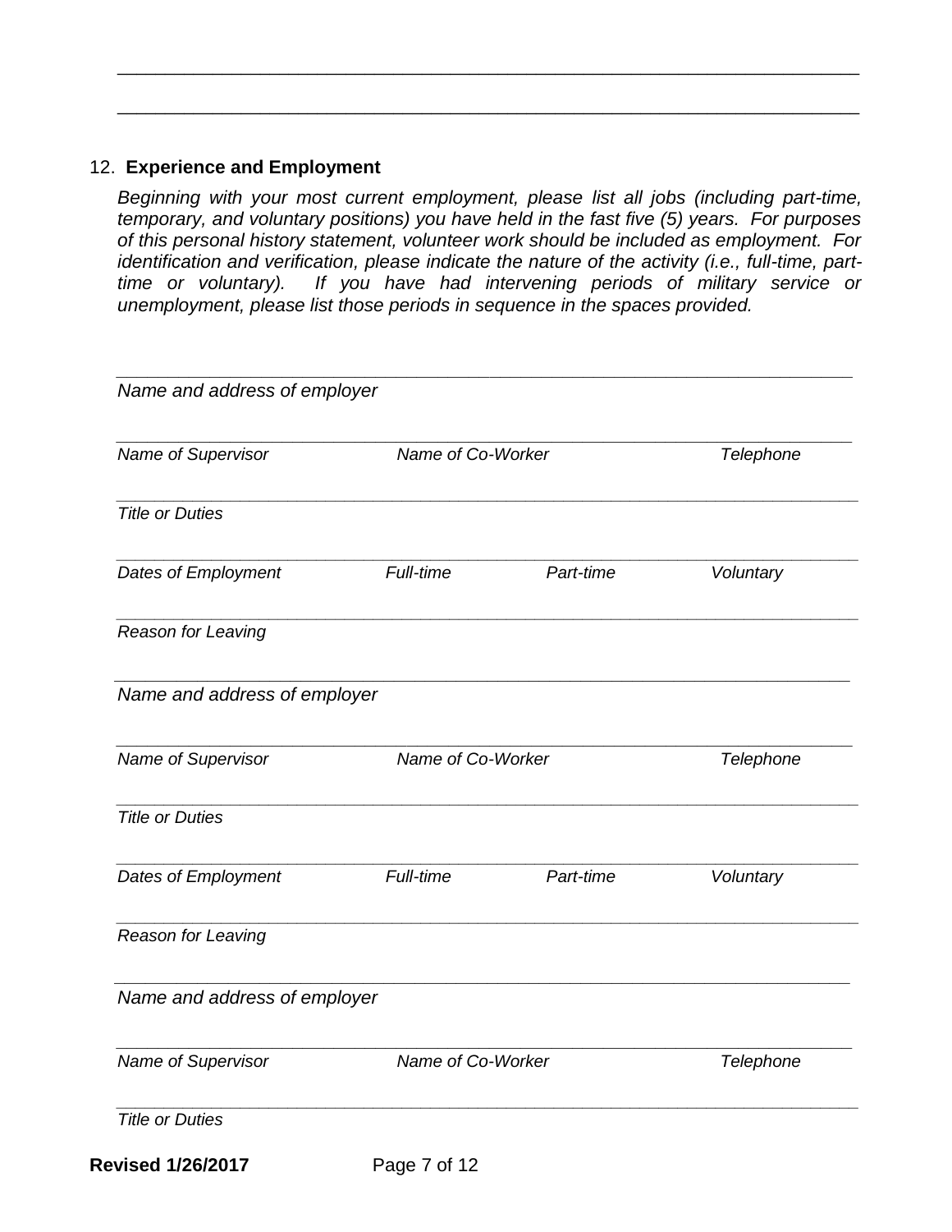\_\_\_\_\_\_\_\_\_\_\_\_\_\_\_\_\_\_\_\_\_\_\_\_\_\_\_\_\_\_\_\_\_\_\_\_\_\_\_\_\_\_\_\_\_\_\_\_\_\_\_\_\_\_\_\_\_\_\_\_\_\_\_\_\_\_\_\_\_\_

\_\_\_\_\_\_\_\_\_\_\_\_\_\_\_\_\_\_\_\_\_\_\_\_\_\_\_\_\_\_\_\_\_\_\_\_\_\_\_\_\_\_\_\_\_\_\_\_\_\_\_\_\_\_\_\_\_\_\_\_\_\_\_\_\_\_\_\_\_\_

12. **Experience and Employment**

*Beginning with your most current employment, please list all jobs (including part-time, temporary, and voluntary positions) you have held in the fast five (5) years. For purposes of this personal history statement, volunteer work should be included as employment. For identification and verification, please indicate the nature of the activity (i.e., full-time, part-time or voluntary). If you have had intervening periods of military service or unemployment, please list those periods in sequence in the spaces provided.*

\_\_\_\_\_\_\_\_\_\_\_\_\_\_\_\_\_\_\_\_\_\_\_\_\_\_\_\_\_\_\_\_\_\_\_\_\_\_\_\_\_\_\_\_\_\_\_\_\_\_\_\_\_\_\_\_\_\_\_\_\_\_\_\_\_\_\_\_\_\_

*Name and address of employer*

\_\_\_\_\_\_\_\_\_\_\_\_\_\_\_\_\_\_\_\_\_\_\_\_\_\_\_\_\_\_\_\_\_\_\_\_\_\_\_\_\_\_\_\_\_\_\_\_\_\_\_\_\_\_\_\_\_\_\_\_\_\_\_\_\_\_\_\_\_\_

*Name of Supervisor* *Name of Co-Worker* *Telephone*

\_\_\_\_\_\_\_\_\_\_\_\_\_\_\_\_\_\_\_\_\_\_\_\_\_\_\_\_\_\_\_\_\_\_\_\_\_\_\_\_\_\_\_\_\_\_\_\_\_\_\_\_\_\_\_\_\_\_\_\_\_\_\_\_\_\_\_\_\_\_

*Title or Duties*

\_\_\_\_\_\_\_\_\_\_\_\_\_\_\_\_\_\_\_\_\_\_\_\_\_\_\_\_\_\_\_\_\_\_\_\_\_\_\_\_\_\_\_\_\_\_\_\_\_\_\_\_\_\_\_\_\_\_\_\_\_\_\_\_\_\_\_\_\_\_

*Dates of Employment* *Full-time* *Part-time* *Voluntary*

\_\_\_\_\_\_\_\_\_\_\_\_\_\_\_\_\_\_\_\_\_\_\_\_\_\_\_\_\_\_\_\_\_\_\_\_\_\_\_\_\_\_\_\_\_\_\_\_\_\_\_\_\_\_\_\_\_\_\_\_\_\_\_\_\_\_\_\_\_\_

*Reason for Leaving*

\_\_\_\_\_\_\_\_\_\_\_\_\_\_\_\_\_\_\_\_\_\_\_\_\_\_\_\_\_\_\_\_\_\_\_\_\_\_\_\_\_\_\_\_\_\_\_\_\_\_\_\_\_\_\_\_\_\_\_\_\_\_\_\_\_\_\_\_\_\_

*Name and address of employer*

\_\_\_\_\_\_\_\_\_\_\_\_\_\_\_\_\_\_\_\_\_\_\_\_\_\_\_\_\_\_\_\_\_\_\_\_\_\_\_\_\_\_\_\_\_\_\_\_\_\_\_\_\_\_\_\_\_\_\_\_\_\_\_\_\_\_\_\_\_\_

*Name of Supervisor* *Name of Co-Worker* *Telephone*

\_\_\_\_\_\_\_\_\_\_\_\_\_\_\_\_\_\_\_\_\_\_\_\_\_\_\_\_\_\_\_\_\_\_\_\_\_\_\_\_\_\_\_\_\_\_\_\_\_\_\_\_\_\_\_\_\_\_\_\_\_\_\_\_\_\_\_\_\_\_

*Title or Duties*

\_\_\_\_\_\_\_\_\_\_\_\_\_\_\_\_\_\_\_\_\_\_\_\_\_\_\_\_\_\_\_\_\_\_\_\_\_\_\_\_\_\_\_\_\_\_\_\_\_\_\_\_\_\_\_\_\_\_\_\_\_\_\_\_\_\_\_\_\_\_

*Dates of Employment* *Full-time* *Part-time* *Voluntary*

\_\_\_\_\_\_\_\_\_\_\_\_\_\_\_\_\_\_\_\_\_\_\_\_\_\_\_\_\_\_\_\_\_\_\_\_\_\_\_\_\_\_\_\_\_\_\_\_\_\_\_\_\_\_\_\_\_\_\_\_\_\_\_\_\_\_\_\_\_\_

*Reason for Leaving*

\_\_\_\_\_\_\_\_\_\_\_\_\_\_\_\_\_\_\_\_\_\_\_\_\_\_\_\_\_\_\_\_\_\_\_\_\_\_\_\_\_\_\_\_\_\_\_\_\_\_\_\_\_\_\_\_\_\_\_\_\_\_\_\_\_\_\_\_\_\_

*Name and address of employer*

\_\_\_\_\_\_\_\_\_\_\_\_\_\_\_\_\_\_\_\_\_\_\_\_\_\_\_\_\_\_\_\_\_\_\_\_\_\_\_\_\_\_\_\_\_\_\_\_\_\_\_\_\_\_\_\_\_\_\_\_\_\_\_\_\_\_\_\_\_\_

*Name of Supervisor* *Name of Co-Worker* *Telephone*

\_\_\_\_\_\_\_\_\_\_\_\_\_\_\_\_\_\_\_\_\_\_\_\_\_\_\_\_\_\_\_\_\_\_\_\_\_\_\_\_\_\_\_\_\_\_\_\_\_\_\_\_\_\_\_\_\_\_\_\_\_\_\_\_\_\_\_\_\_\_

*Title or Duties*

**Revised 1/26/2017**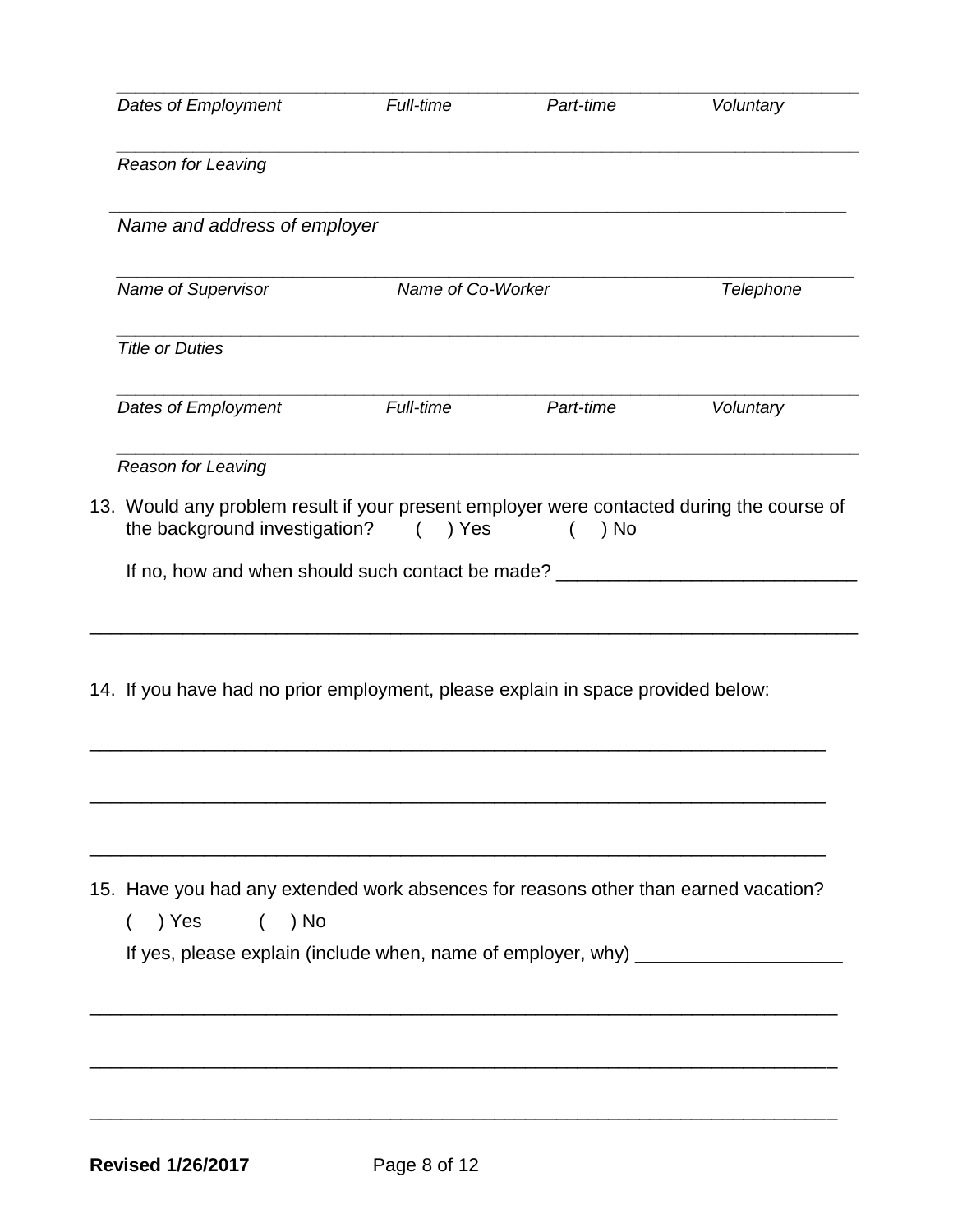_______________________________________________________________________________

*Dates of Employment* *Full-time* *Part-time* *Voluntary*

_______________________________________________________________________________

*Reason for Leaving*

_______________________________________________________________________________

*Name and address of employer*

_______________________________________________________________________________

*Name of Supervisor* *Name of Co-Worker* *Telephone*

_______________________________________________________________________________

*Title or Duties*

_______________________________________________________________________________

*Dates of Employment* *Full-time* *Part-time* *Voluntary*

_______________________________________________________________________________

*Reason for Leaving*

13. Would any problem result if your present employer were contacted during the course of the background investigation? ( ) Yes ( ) No

    If no, how and when should such contact be made? _____________________________

_______________________________________________________________________________

14. If you have had no prior employment, please explain in space provided below:

_______________________________________________________________________________

_______________________________________________________________________________

_______________________________________________________________________________

15. Have you had any extended work absences for reasons other than earned vacation?

    ( ) Yes ( ) No

    If yes, please explain (include when, name of employer, why) ___________________

_______________________________________________________________________________

_______________________________________________________________________________

_______________________________________________________________________________

**Revised 1/26/2017**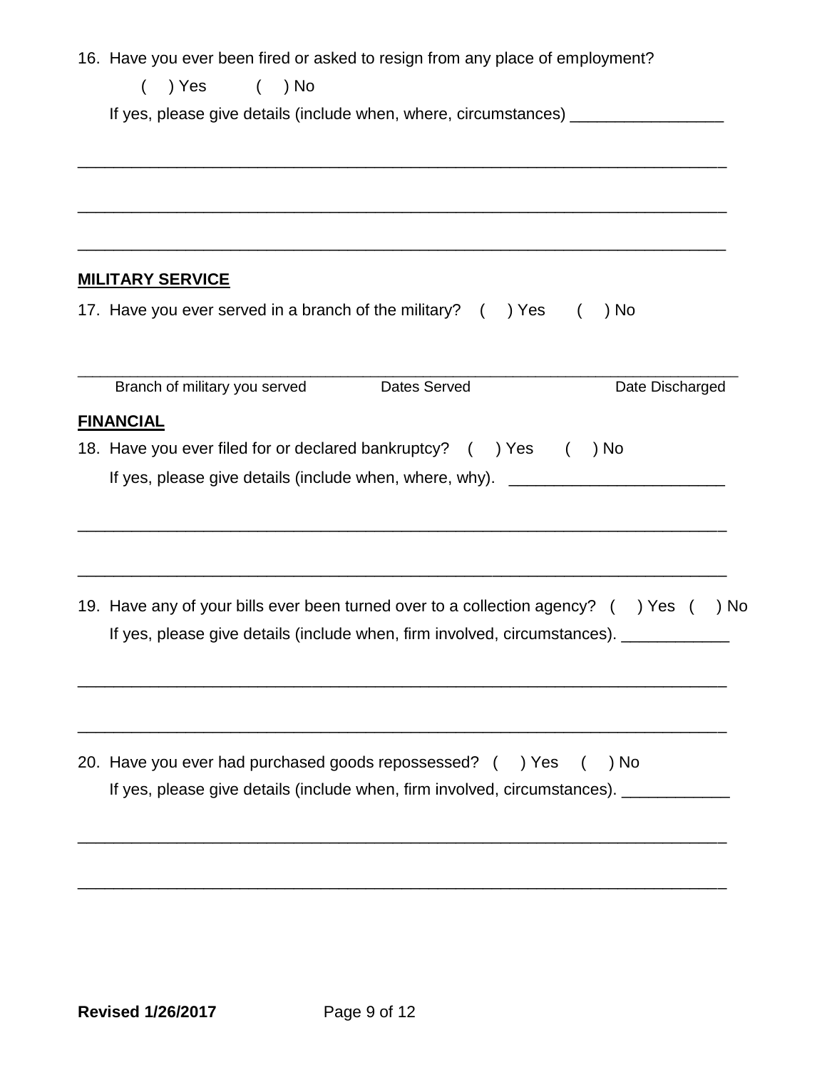16. Have you ever been fired or asked to resign from any place of employment?

    ( ) Yes ( ) No

    If yes, please give details (include when, where, circumstances) _________________

_________________________________________________________________________

_________________________________________________________________________

_________________________________________________________________________

**MILITARY SERVICE**

17. Have you ever served in a branch of the military? ( ) Yes ( ) No

| Branch of military you served | Dates Served | Date Discharged |
|---|---|---|
| | | |

**FINANCIAL**

18. Have you ever filed for or declared bankruptcy? ( ) Yes ( ) No

    If yes, please give details (include when, where, why). ________________________

_________________________________________________________________________

_________________________________________________________________________

19. Have any of your bills ever been turned over to a collection agency? ( ) Yes ( ) No

    If yes, please give details (include when, firm involved, circumstances). ____________

_________________________________________________________________________

_________________________________________________________________________

20. Have you ever had purchased goods repossessed? ( ) Yes ( ) No

    If yes, please give details (include when, firm involved, circumstances). ____________

_________________________________________________________________________

_________________________________________________________________________

**Revised 1/26/2017**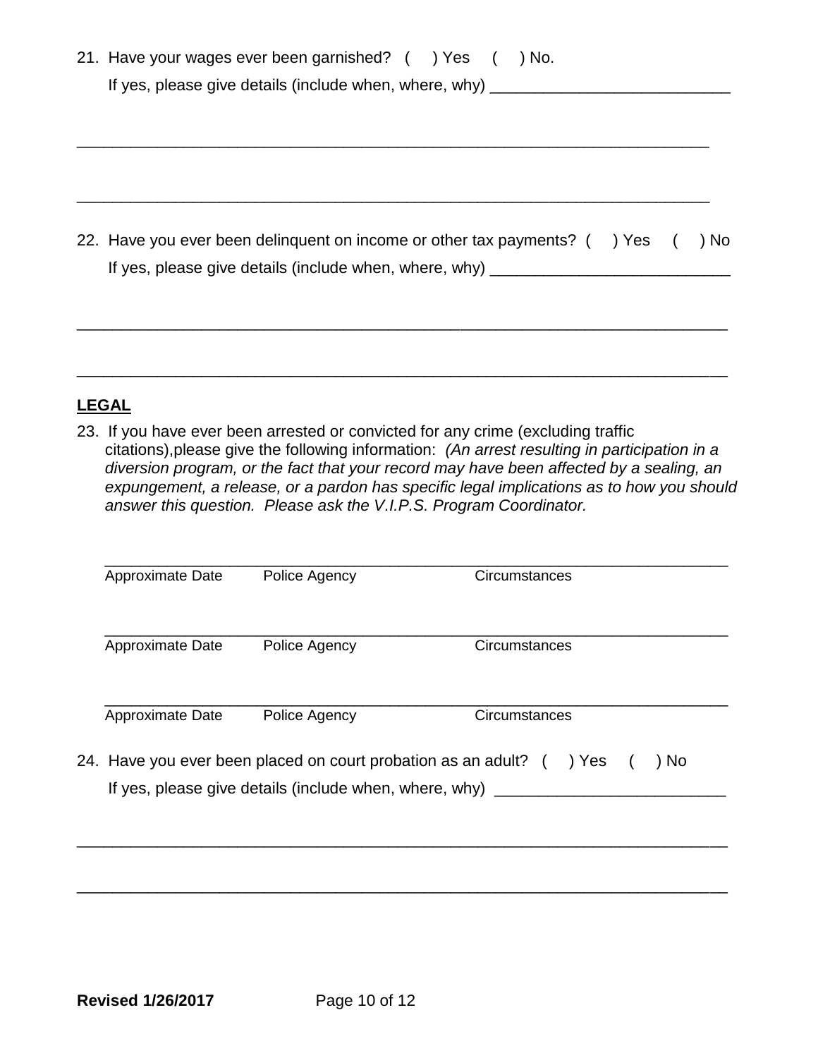21. Have your wages ever been garnished? (  ) Yes  (  ) No.

    If yes, please give details (include when, where, why) ___________________________

_______________________________________________________________________

_______________________________________________________________________

22. Have you ever been delinquent on income or other tax payments? (  ) Yes  (  ) No

    If yes, please give details (include when, where, why) ___________________________

_______________________________________________________________________

_______________________________________________________________________

**LEGAL**

23. If you have ever been arrested or convicted for any crime (excluding traffic citations),please give the following information: *(An arrest resulting in participation in a diversion program, or the fact that your record may have been affected by a sealing, an expungement, a release, or a pardon has specific legal implications as to how you should answer this question. Please ask the V.I.P.S. Program Coordinator.*

_______________________________________________________________________
Approximate Date    Police Agency    Circumstances

_______________________________________________________________________
Approximate Date    Police Agency    Circumstances

_______________________________________________________________________
Approximate Date    Police Agency    Circumstances

24. Have you ever been placed on court probation as an adult? (  ) Yes  (  ) No

    If yes, please give details (include when, where, why) __________________________

_______________________________________________________________________

_______________________________________________________________________

**Revised 1/26/2017**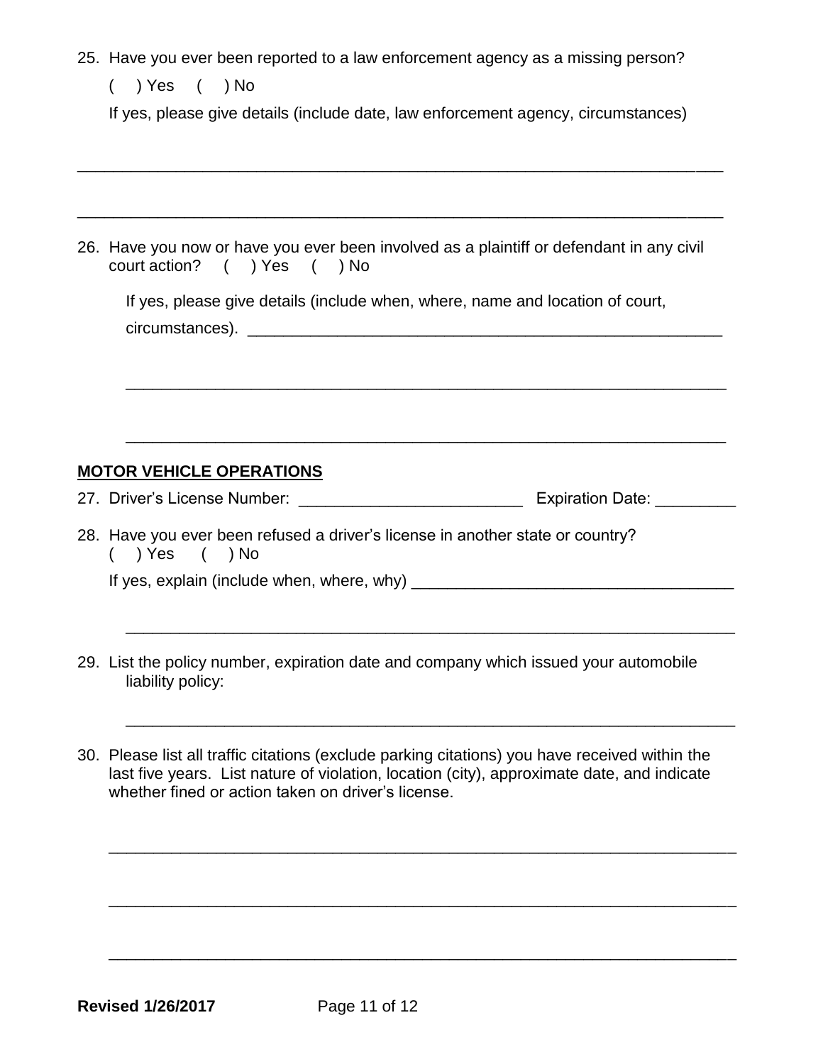25. Have you ever been reported to a law enforcement agency as a missing person?

    ( ) Yes ( ) No

    If yes, please give details (include date, law enforcement agency, circumstances)

_______________________________________________________________________________

_______________________________________________________________________________

26. Have you now or have you ever been involved as a plaintiff or defendant in any civil court action? ( ) Yes ( ) No

    If yes, please give details (include when, where, name and location of court, circumstances). ____________________________________________________

    _______________________________________________________________________

    _______________________________________________________________________

**MOTOR VEHICLE OPERATIONS**

27. Driver's License Number: __________________________ Expiration Date: _________

28. Have you ever been refused a driver's license in another state or country?
    ( ) Yes ( ) No

    If yes, explain (include when, where, why) ____________________________________

    _______________________________________________________________________

29. List the policy number, expiration date and company which issued your automobile liability policy:

    _______________________________________________________________________

30. Please list all traffic citations (exclude parking citations) you have received within the last five years. List nature of violation, location (city), approximate date, and indicate whether fined or action taken on driver's license.

    _______________________________________________________________________

    _______________________________________________________________________

    _______________________________________________________________________

**Revised 1/26/2017**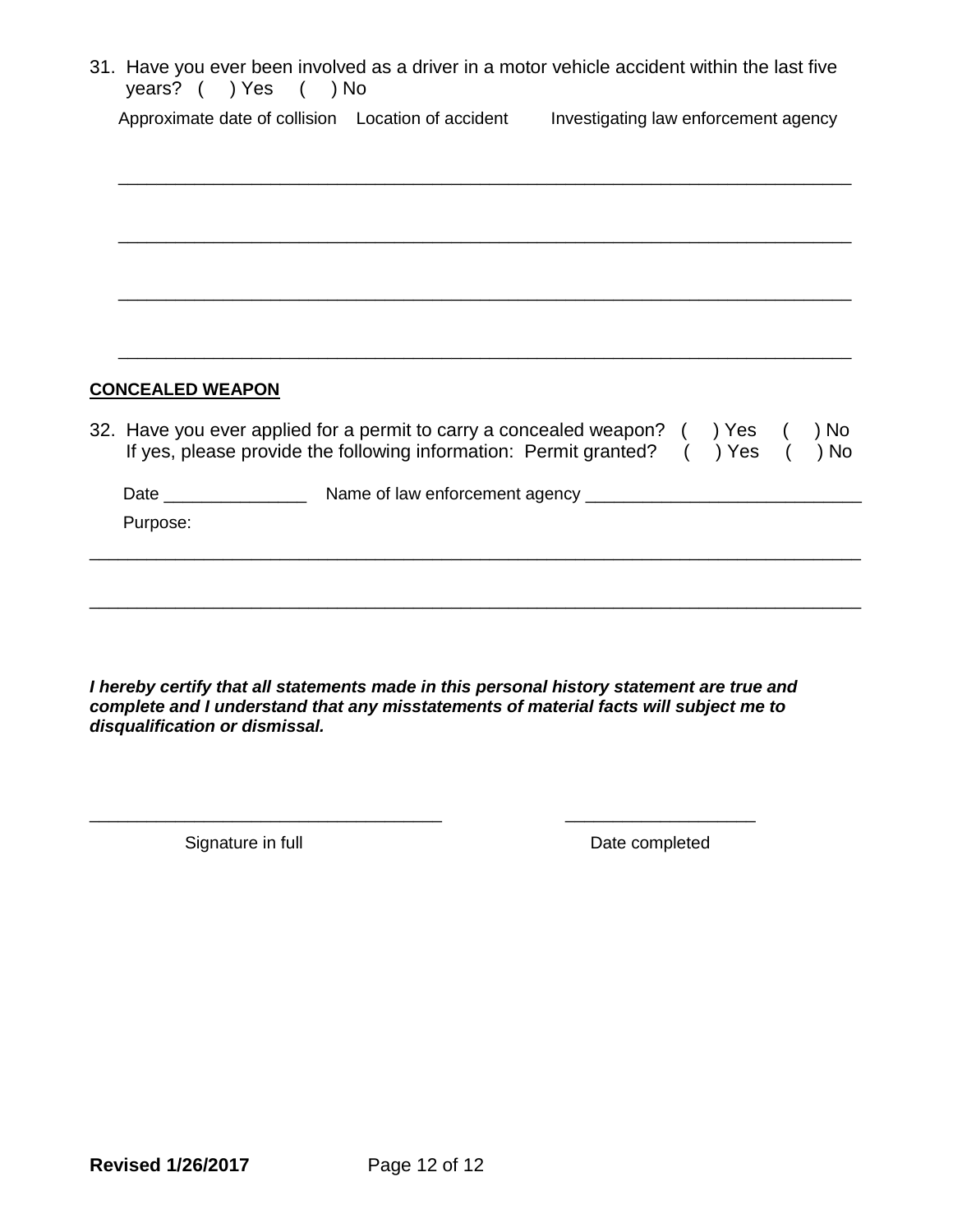31. Have you ever been involved as a driver in a motor vehicle accident within the last five years? ( ) Yes ( ) No

    Approximate date of collision    Location of accident    Investigating law enforcement agency

    ______________________________________________________________________________

    ______________________________________________________________________________

    ______________________________________________________________________________

    ______________________________________________________________________________

**CONCEALED WEAPON**

32. Have you ever applied for a permit to carry a concealed weapon? ( ) Yes ( ) No
    If yes, please provide the following information: Permit granted? ( ) Yes ( ) No

    Date _______________ Name of law enforcement agency _____________________________

    Purpose:

_________________________________________________________________________________

_________________________________________________________________________________

***I hereby certify that all statements made in this personal history statement are true and complete and I understand that any misstatements of material facts will subject me to disqualification or dismissal.***

____________________________________    ___________________

Signature in full    Date completed

**Revised 1/26/2017**